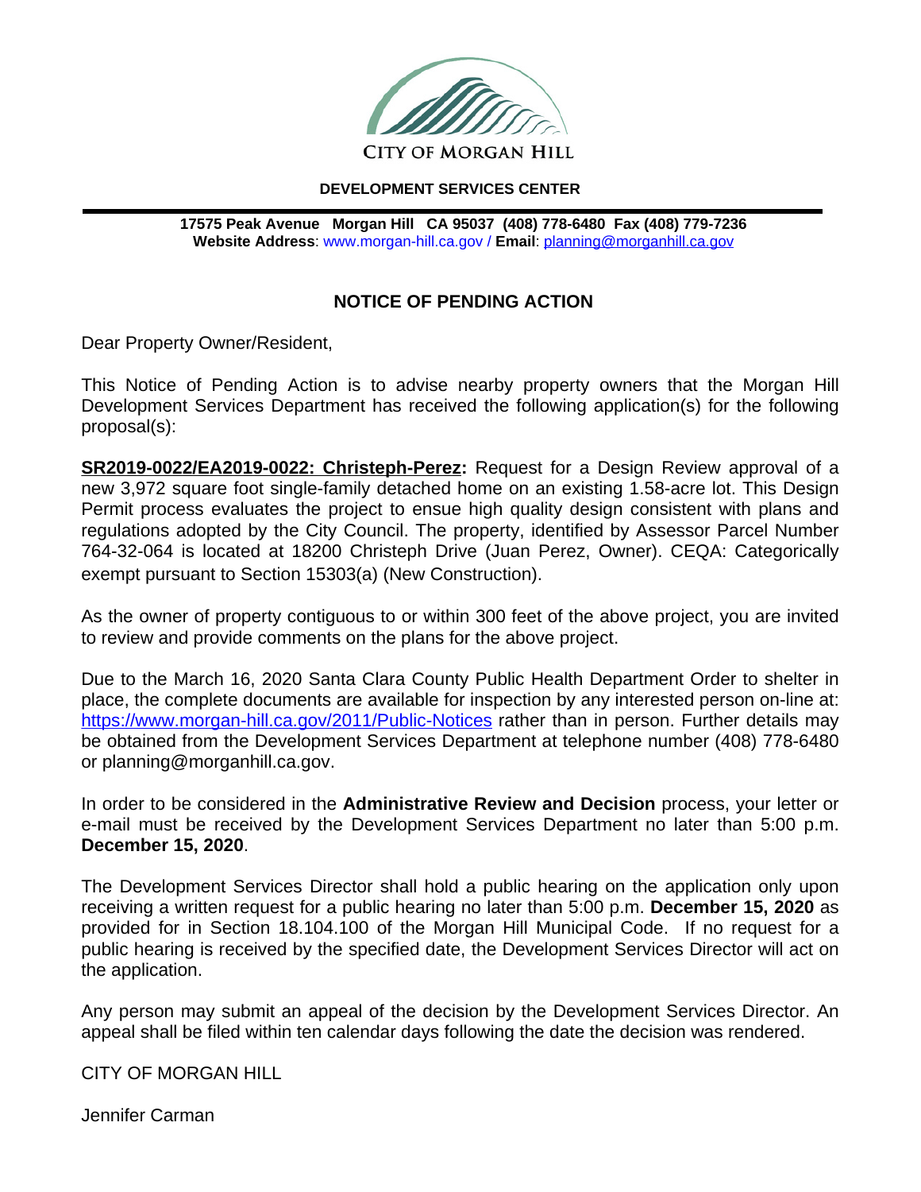CITY OF MORGAN HILL

**DEVELOPMENT SERVICES CENTER**

**17575 Peak Avenue Morgan Hill CA 95037 (408) 778-6480 Fax (408) 779-7236**
**Website Address**: www.morgan-hill.ca.gov / **Email**: planning@morganhill.ca.gov

## NOTICE OF PENDING ACTION

Dear Property Owner/Resident,

This Notice of Pending Action is to advise nearby property owners that the Morgan Hill Development Services Department has received the following application(s) for the following proposal(s):

**SR2019-0022/EA2019-0022: Christeph-Perez:** Request for a Design Review approval of a new 3,972 square foot single-family detached home on an existing 1.58-acre lot. This Design Permit process evaluates the project to ensue high quality design consistent with plans and regulations adopted by the City Council. The property, identified by Assessor Parcel Number 764-32-064 is located at 18200 Christeph Drive (Juan Perez, Owner). CEQA: Categorically exempt pursuant to Section 15303(a) (New Construction).

As the owner of property contiguous to or within 300 feet of the above project, you are invited to review and provide comments on the plans for the above project.

Due to the March 16, 2020 Santa Clara County Public Health Department Order to shelter in place, the complete documents are available for inspection by any interested person on-line at: https://www.morgan-hill.ca.gov/2011/Public-Notices rather than in person. Further details may be obtained from the Development Services Department at telephone number (408) 778-6480 or planning@morganhill.ca.gov.

In order to be considered in the **Administrative Review and Decision** process, your letter or e-mail must be received by the Development Services Department no later than 5:00 p.m. **December 15, 2020**.

The Development Services Director shall hold a public hearing on the application only upon receiving a written request for a public hearing no later than 5:00 p.m. **December 15, 2020** as provided for in Section 18.104.100 of the Morgan Hill Municipal Code. If no request for a public hearing is received by the specified date, the Development Services Director will act on the application.

Any person may submit an appeal of the decision by the Development Services Director. An appeal shall be filed within ten calendar days following the date the decision was rendered.

CITY OF MORGAN HILL

Jennifer Carman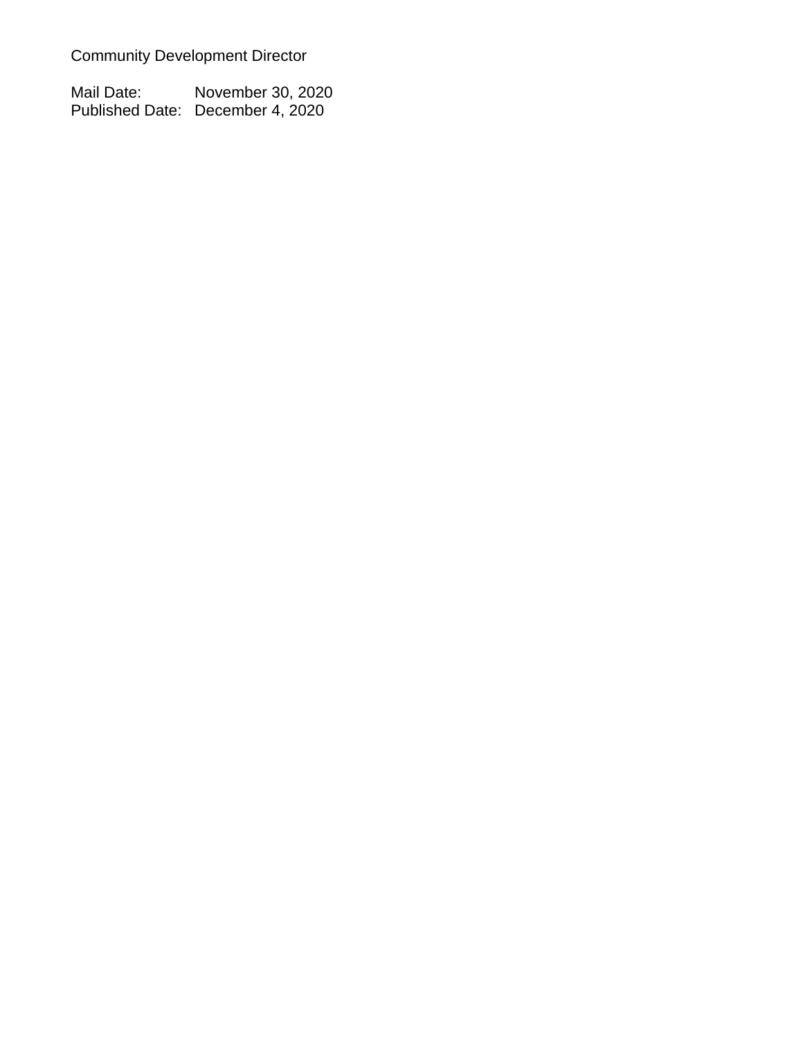Community Development Director

Mail Date: November 30, 2020
Published Date: December 4, 2020